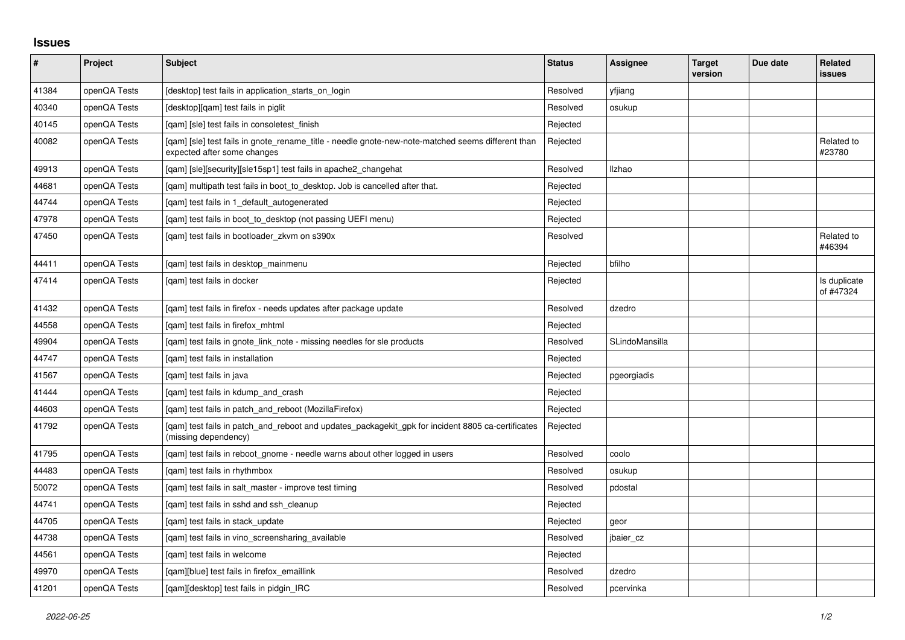## Issues

| # | Project | Subject | Status | Assignee | Target version | Due date | Related issues |
|---|---|---|---|---|---|---|---|
| 41384 | openQA Tests | [desktop] test fails in application_starts_on_login | Resolved | yfjiang | | | |
| 40340 | openQA Tests | [desktop][qam] test fails in piglit | Resolved | osukup | | | |
| 40145 | openQA Tests | [qam] [sle] test fails in consoletest_finish | Rejected | | | | |
| 40082 | openQA Tests | [qam] [sle] test fails in gnote_rename_title - needle gnote-new-note-matched seems different than expected after some changes | Rejected | | | | Related to #23780 |
| 49913 | openQA Tests | [qam] [sle][security][sle15sp1] test fails in apache2_changehat | Resolved | llzhao | | | |
| 44681 | openQA Tests | [qam] multipath test fails in boot_to_desktop. Job is cancelled after that. | Rejected | | | | |
| 44744 | openQA Tests | [qam] test fails in 1_default_autogenerated | Rejected | | | | |
| 47978 | openQA Tests | [qam] test fails in boot_to_desktop (not passing UEFI menu) | Rejected | | | | |
| 47450 | openQA Tests | [qam] test fails in bootloader_zkvm on s390x | Resolved | | | | Related to #46394 |
| 44411 | openQA Tests | [qam] test fails in desktop_mainmenu | Rejected | bfilho | | | |
| 47414 | openQA Tests | [qam] test fails in docker | Rejected | | | | Is duplicate of #47324 |
| 41432 | openQA Tests | [qam] test fails in firefox - needs updates after package update | Resolved | dzedro | | | |
| 44558 | openQA Tests | [qam] test fails in firefox_mhtml | Rejected | | | | |
| 49904 | openQA Tests | [qam] test fails in gnote_link_note - missing needles for sle products | Resolved | SLindoMansilla | | | |
| 44747 | openQA Tests | [qam] test fails in installation | Rejected | | | | |
| 41567 | openQA Tests | [qam] test fails in java | Rejected | pgeorgiadis | | | |
| 41444 | openQA Tests | [qam] test fails in kdump_and_crash | Rejected | | | | |
| 44603 | openQA Tests | [qam] test fails in patch_and_reboot (MozillaFirefox) | Rejected | | | | |
| 41792 | openQA Tests | [qam] test fails in patch_and_reboot and updates_packagekit_gpk for incident 8805 ca-certificates (missing dependency) | Rejected | | | | |
| 41795 | openQA Tests | [qam] test fails in reboot_gnome - needle warns about other logged in users | Resolved | coolo | | | |
| 44483 | openQA Tests | [qam] test fails in rhythmbox | Resolved | osukup | | | |
| 50072 | openQA Tests | [qam] test fails in salt_master - improve test timing | Resolved | pdostal | | | |
| 44741 | openQA Tests | [qam] test fails in sshd and ssh_cleanup | Rejected | | | | |
| 44705 | openQA Tests | [qam] test fails in stack_update | Rejected | geor | | | |
| 44738 | openQA Tests | [qam] test fails in vino_screensharing_available | Resolved | jbaier_cz | | | |
| 44561 | openQA Tests | [qam] test fails in welcome | Rejected | | | | |
| 49970 | openQA Tests | [qam][blue] test fails in firefox_emaillink | Resolved | dzedro | | | |
| 41201 | openQA Tests | [qam][desktop] test fails in pidgin_IRC | Resolved | pcervinka | | | |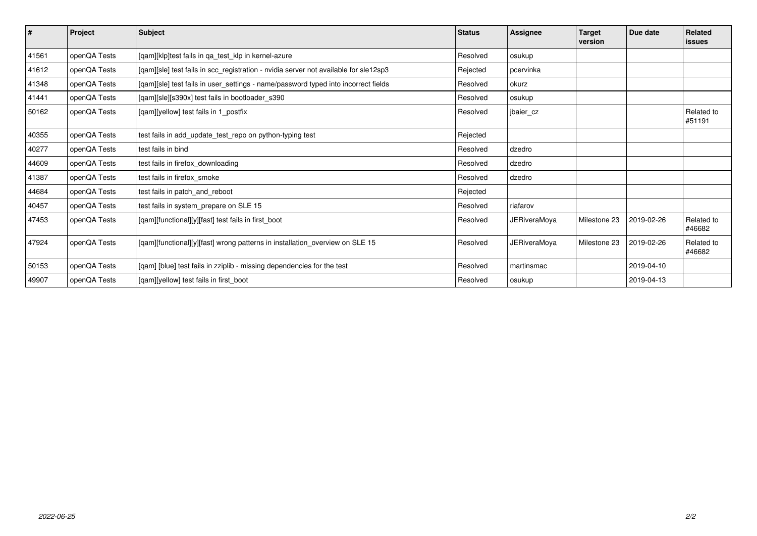| # | Project | Subject | Status | Assignee | Target version | Due date | Related issues |
|---|---|---|---|---|---|---|---|
| 41561 | openQA Tests | [qam][klp]test fails in qa_test_klp in kernel-azure | Resolved | osukup | | | |
| 41612 | openQA Tests | [qam][sle] test fails in scc_registration - nvidia server not available for sle12sp3 | Rejected | pcervinka | | | |
| 41348 | openQA Tests | [qam][sle] test fails in user_settings - name/password typed into incorrect fields | Resolved | okurz | | | |
| 41441 | openQA Tests | [qam][sle][s390x] test fails in bootloader_s390 | Resolved | osukup | | | |
| 50162 | openQA Tests | [qam][yellow] test fails in 1_postfix | Resolved | jbaier_cz | | | Related to #51191 |
| 40355 | openQA Tests | test fails in add_update_test_repo on python-typing test | Rejected | | | | |
| 40277 | openQA Tests | test fails in bind | Resolved | dzedro | | | |
| 44609 | openQA Tests | test fails in firefox_downloading | Resolved | dzedro | | | |
| 41387 | openQA Tests | test fails in firefox_smoke | Resolved | dzedro | | | |
| 44684 | openQA Tests | test fails in patch_and_reboot | Rejected | | | | |
| 40457 | openQA Tests | test fails in system_prepare on SLE 15 | Resolved | riafarov | | | |
| 47453 | openQA Tests | [qam][functional][y][fast] test fails in first_boot | Resolved | JERiveraMoya | Milestone 23 | 2019-02-26 | Related to #46682 |
| 47924 | openQA Tests | [qam][functional][y][fast] wrong patterns in installation_overview on SLE 15 | Resolved | JERiveraMoya | Milestone 23 | 2019-02-26 | Related to #46682 |
| 50153 | openQA Tests | [qam] [blue] test fails in zziplib - missing dependencies for the test | Resolved | martinsmac | | 2019-04-10 | |
| 49907 | openQA Tests | [qam][yellow] test fails in first_boot | Resolved | osukup | | 2019-04-13 | |